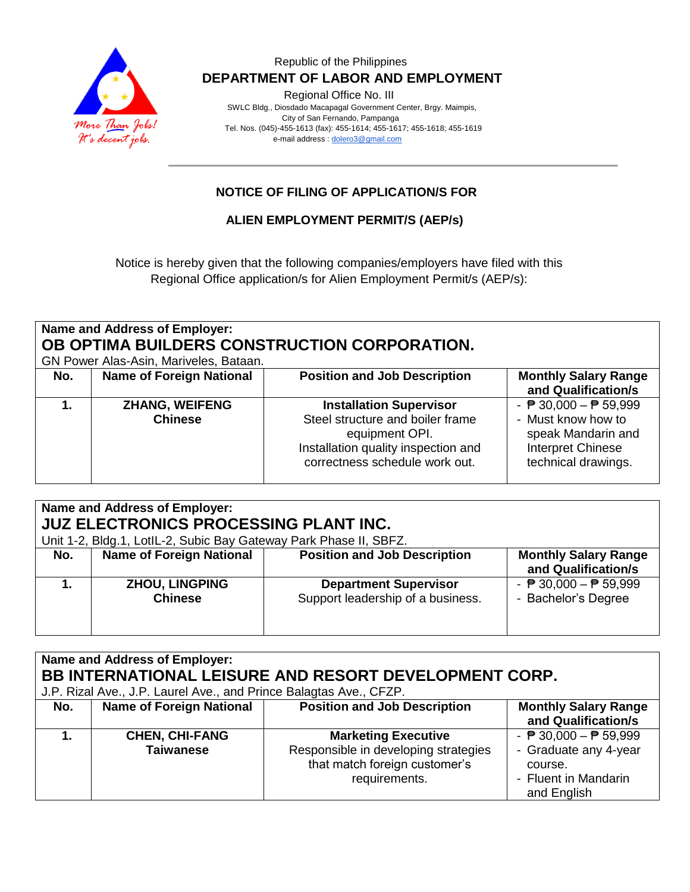Republic of the Philippines

**DEPARTMENT OF LABOR AND EMPLOYMENT**

Regional Office No. III

SWLC Bldg., Diosdado Macapagal Government Center, Brgy. Maimpis,
City of San Fernando, Pampanga
Tel. Nos. (045)-455-1613 (fax): 455-1614; 455-1617; 455-1618; 455-1619
e-mail address : dolero3@gmail.com

More Than Jobs! It's decent jobs.

## NOTICE OF FILING OF APPLICATION/S FOR

## ALIEN EMPLOYMENT PERMIT/S (AEP/s)

Notice is hereby given that the following companies/employers have filed with this Regional Office application/s for Alien Employment Permit/s (AEP/s):

**Name and Address of Employer:**
**OB OPTIMA BUILDERS CONSTRUCTION CORPORATION.**
GN Power Alas-Asin, Mariveles, Bataan.

| No. | Name of Foreign National | Position and Job Description | Monthly Salary Range and Qualification/s |
|---|---|---|---|
| **1.** | **ZHANG, WEIFENG** **Chinese** | **Installation Supervisor** Steel structure and boiler frame equipment OPI. Installation quality inspection and correctness schedule work out. | - ₱ 30,000 – ₱ 59,999 - Must know how to speak Mandarin and Interpret Chinese technical drawings. |

**Name and Address of Employer:**
**JUZ ELECTRONICS PROCESSING PLANT INC.**
Unit 1-2, Bldg.1, LotIL-2, Subic Bay Gateway Park Phase II, SBFZ.

| No. | Name of Foreign National | Position and Job Description | Monthly Salary Range and Qualification/s |
|---|---|---|---|
| **1.** | **ZHOU, LINGPING** **Chinese** | **Department Supervisor** Support leadership of a business. | - ₱ 30,000 – ₱ 59,999 - Bachelor's Degree |

**Name and Address of Employer:**
**BB INTERNATIONAL LEISURE AND RESORT DEVELOPMENT CORP.**
J.P. Rizal Ave., J.P. Laurel Ave., and Prince Balagtas Ave., CFZP.

| No. | Name of Foreign National | Position and Job Description | Monthly Salary Range and Qualification/s |
|---|---|---|---|
| **1.** | **CHEN, CHI-FANG** **Taiwanese** | **Marketing Executive** Responsible in developing strategies that match foreign customer's requirements. | - ₱ 30,000 – ₱ 59,999 - Graduate any 4-year course. - Fluent in Mandarin and English |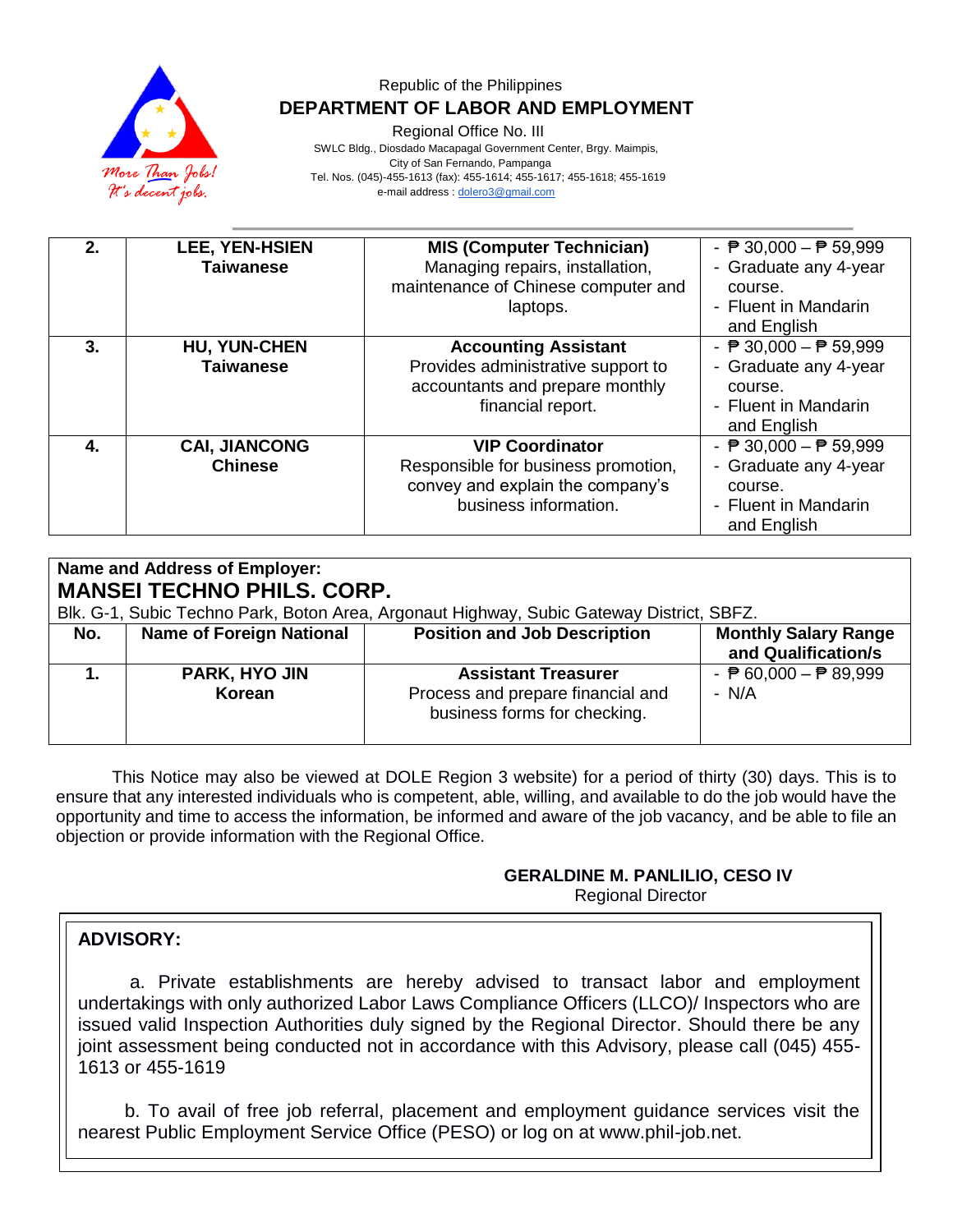Republic of the Philippines
**DEPARTMENT OF LABOR AND EMPLOYMENT**
Regional Office No. III
SWLC Bldg., Diosdado Macapagal Government Center, Brgy. Maimpis,
City of San Fernando, Pampanga
Tel. Nos. (045)-455-1613 (fax): 455-1614; 455-1617; 455-1618; 455-1619
e-mail address : dolero3@gmail.com

| | | | |
|---|---|---|---|
| **2.** | **LEE, YEN-HSIEN**<br>**Taiwanese** | **MIS (Computer Technician)**<br>Managing repairs, installation, maintenance of Chinese computer and laptops. | - ₱ 30,000 – ₱ 59,999<br>- Graduate any 4-year course.<br>- Fluent in Mandarin and English |
| **3.** | **HU, YUN-CHEN**<br>**Taiwanese** | **Accounting Assistant**<br>Provides administrative support to accountants and prepare monthly financial report. | - ₱ 30,000 – ₱ 59,999<br>- Graduate any 4-year course.<br>- Fluent in Mandarin and English |
| **4.** | **CAI, JIANCONG**<br>**Chinese** | **VIP Coordinator**<br>Responsible for business promotion, convey and explain the company's business information. | - ₱ 30,000 – ₱ 59,999<br>- Graduate any 4-year course.<br>- Fluent in Mandarin and English |

**Name and Address of Employer:**
**MANSEI TECHNO PHILS. CORP.**
Blk. G-1, Subic Techno Park, Boton Area, Argonaut Highway, Subic Gateway District, SBFZ.

| No. | Name of Foreign National | Position and Job Description | Monthly Salary Range and Qualification/s |
|---|---|---|---|
| **1.** | **PARK, HYO JIN**<br>**Korean** | **Assistant Treasurer**<br>Process and prepare financial and business forms for checking. | - ₱ 60,000 – ₱ 89,999<br>- N/A |

This Notice may also be viewed at DOLE Region 3 website) for a period of thirty (30) days. This is to ensure that any interested individuals who is competent, able, willing, and available to do the job would have the opportunity and time to access the information, be informed and aware of the job vacancy, and be able to file an objection or provide information with the Regional Office.

**GERALDINE M. PANLILIO, CESO IV**
Regional Director

**ADVISORY:**

a. Private establishments are hereby advised to transact labor and employment undertakings with only authorized Labor Laws Compliance Officers (LLCO)/ Inspectors who are issued valid Inspection Authorities duly signed by the Regional Director. Should there be any joint assessment being conducted not in accordance with this Advisory, please call (045) 455-1613 or 455-1619

b. To avail of free job referral, placement and employment guidance services visit the nearest Public Employment Service Office (PESO) or log on at www.phil-job.net.